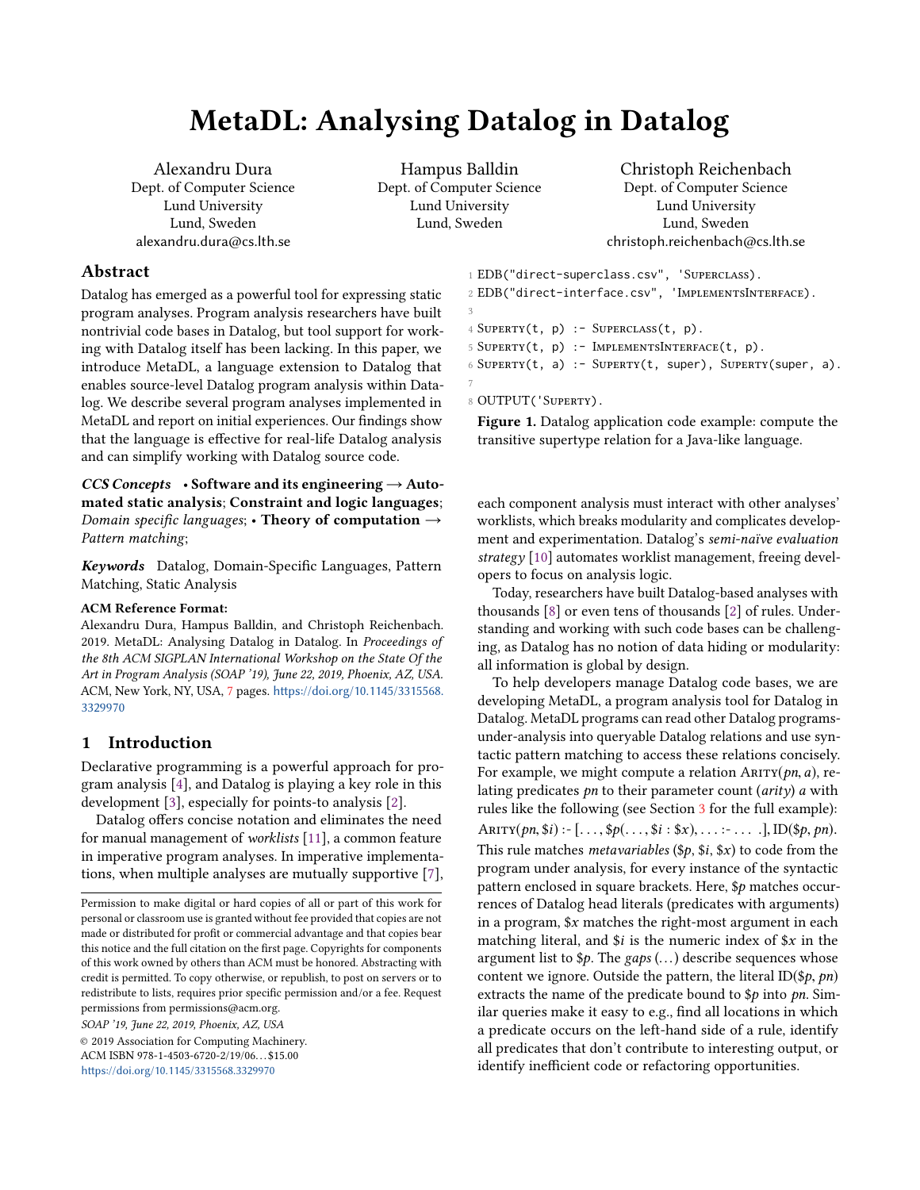# MetaDL: Analysing Datalog in Datalog

Alexandru Dura
Dept. of Computer Science
Lund University
Lund, Sweden
alexandru.dura@cs.lth.se

Hampus Balldin
Dept. of Computer Science
Lund University
Lund, Sweden

Christoph Reichenbach
Dept. of Computer Science
Lund University
Lund, Sweden
christoph.reichenbach@cs.lth.se

## Abstract

Datalog has emerged as a powerful tool for expressing static program analyses. Program analysis researchers have built nontrivial code bases in Datalog, but tool support for working with Datalog itself has been lacking. In this paper, we introduce MetaDL, a language extension to Datalog that enables source-level Datalog program analysis within Datalog. We describe several program analyses implemented in MetaDL and report on initial experiences. Our findings show that the language is effective for real-life Datalog analysis and can simplify working with Datalog source code.

***CCS Concepts*** • **Software and its engineering** → **Automated static analysis**; **Constraint and logic languages**; *Domain specific languages*; • **Theory of computation** → *Pattern matching*;

***Keywords*** Datalog, Domain-Specific Languages, Pattern Matching, Static Analysis

**ACM Reference Format:**
Alexandru Dura, Hampus Balldin, and Christoph Reichenbach. 2019. MetaDL: Analysing Datalog in Datalog. In *Proceedings of the 8th ACM SIGPLAN International Workshop on the State Of the Art in Program Analysis (SOAP '19), June 22, 2019, Phoenix, AZ, USA.* ACM, New York, NY, USA, 7 pages. https://doi.org/10.1145/3315568.3329970

## 1 Introduction

Declarative programming is a powerful approach for program analysis [4], and Datalog is playing a key role in this development [3], especially for points-to analysis [2].

Datalog offers concise notation and eliminates the need for manual management of *worklists* [11], a common feature in imperative program analyses. In imperative implementations, when multiple analyses are mutually supportive [7], each component analysis must interact with other analyses' worklists, which breaks modularity and complicates development and experimentation. Datalog's *semi-naïve evaluation strategy* [10] automates worklist management, freeing developers to focus on analysis logic.

Today, researchers have built Datalog-based analyses with thousands [8] or even tens of thousands [2] of rules. Understanding and working with such code bases can be challenging, as Datalog has no notion of data hiding or modularity: all information is global by design.

To help developers manage Datalog code bases, we are developing MetaDL, a program analysis tool for Datalog in Datalog. MetaDL programs can read other Datalog programs-under-analysis into queryable Datalog relations and use syntactic pattern matching to access these relations concisely. For example, we might compute a relation ARITY(*pn*, *a*), relating predicates *pn* to their parameter count (*arity*) *a* with rules like the following (see Section 3 for the full example):
ARITY(*pn*, \$*i*) :- [. . . , \$*p*(. . . , \$*i* : \$*x*), . . . :- . . . .], ID(\$*p*, *pn*).
This rule matches *metavariables* (\$*p*, \$*i*, \$*x*) to code from the program under analysis, for every instance of the syntactic pattern enclosed in square brackets. Here, \$*p* matches occurrences of Datalog head literals (predicates with arguments) in a program, \$*x* matches the right-most argument in each matching literal, and \$*i* is the numeric index of \$*x* in the argument list to \$*p*. The *gaps* (. . . ) describe sequences whose content we ignore. Outside the pattern, the literal ID(\$*p*, *pn*) extracts the name of the predicate bound to \$*p* into *pn*. Similar queries make it easy to e.g., find all locations in which a predicate occurs on the left-hand side of a rule, identify all predicates that don't contribute to interesting output, or identify inefficient code or refactoring opportunities.

```
1 EDB("direct-superclass.csv", 'SUPERCLASS).
2 EDB("direct-interface.csv", 'IMPLEMENTSINTERFACE).
3
4 SUPERTY(t, p) :- SUPERCLASS(t, p).
5 SUPERTY(t, p) :- IMPLEMENTSINTERFACE(t, p).
6 SUPERTY(t, a) :- SUPERTY(t, super), SUPERTY(super, a).
7
8 OUTPUT('SUPERTY).
```

**Figure 1.** Datalog application code example: compute the transitive supertype relation for a Java-like language.

Permission to make digital or hard copies of all or part of this work for personal or classroom use is granted without fee provided that copies are not made or distributed for profit or commercial advantage and that copies bear this notice and the full citation on the first page. Copyrights for components of this work owned by others than ACM must be honored. Abstracting with credit is permitted. To copy otherwise, or republish, to post on servers or to redistribute to lists, requires prior specific permission and/or a fee. Request permissions from permissions@acm.org.
*SOAP '19, June 22, 2019, Phoenix, AZ, USA*
© 2019 Association for Computing Machinery.
ACM ISBN 978-1-4503-6720-2/19/06...\$15.00
https://doi.org/10.1145/3315568.3329970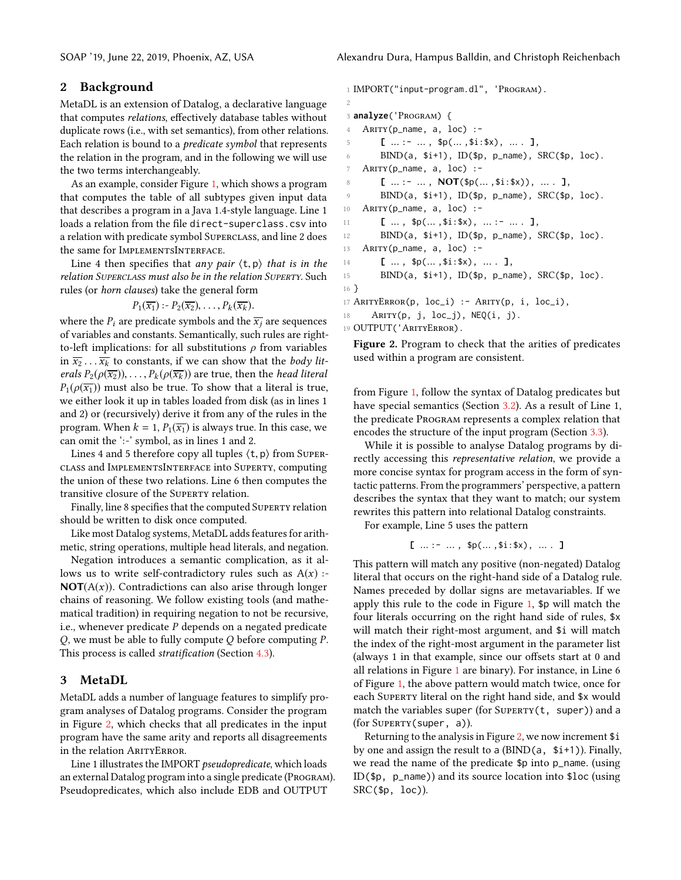## 2 Background

MetaDL is an extension of Datalog, a declarative language that computes *relations*, effectively database tables without duplicate rows (i.e., with set semantics), from other relations. Each relation is bound to a *predicate symbol* that represents the relation in the program, and in the following we will use the two terms interchangeably.

As an example, consider Figure 1, which shows a program that computes the table of all subtypes given input data that describes a program in a Java 1.4-style language. Line 1 loads a relation from the file `direct-superclass.csv` into a relation with predicate symbol SUPERCLASS, and line 2 does the same for IMPLEMENTSINTERFACE.

Line 4 then specifies that *any pair* ⟨t, p⟩ *that is in the relation* SUPERCLASS *must also be in the relation* SUPERTY. Such rules (or *horn clauses*) take the general form

$$P_1(\overline{x_1}) \text{ :- } P_2(\overline{x_2}), \ldots, P_k(\overline{x_k}).$$

where the $P_i$ are predicate symbols and the $\overline{x_j}$ are sequences of variables and constants. Semantically, such rules are right-to-left implications: for all substitutions $\rho$ from variables in $\overline{x_2} \ldots \overline{x_k}$ to constants, if we can show that the *body literals* $P_2(\rho(\overline{x_2})), \ldots, P_k(\rho(\overline{x_k}))$ are true, then the *head literal* $P_1(\rho(\overline{x_1}))$ must also be true. To show that a literal is true, we either look it up in tables loaded from disk (as in lines 1 and 2) or (recursively) derive it from any of the rules in the program. When $k = 1$, $P_1(\overline{x_1})$ is always true. In this case, we can omit the ':-' symbol, as in lines 1 and 2.

Lines 4 and 5 therefore copy all tuples ⟨t, p⟩ from SUPERCLASS and IMPLEMENTSINTERFACE into SUPERTY, computing the union of these two relations. Line 6 then computes the transitive closure of the SUPERTY relation.

Finally, line 8 specifies that the computed SUPERTY relation should be written to disk once computed.

Like most Datalog systems, MetaDL adds features for arithmetic, string operations, multiple head literals, and negation.

Negation introduces a semantic complication, as it allows us to write self-contradictory rules such as $A(x)$ :- **NOT**$(A(x))$. Contradictions can also arise through longer chains of reasoning. We follow existing tools (and mathematical tradition) in requiring negation to not be recursive, i.e., whenever predicate $P$ depends on a negated predicate $Q$, we must be able to fully compute $Q$ before computing $P$. This process is called *stratification* (Section 4.3).

## 3 MetaDL

MetaDL adds a number of language features to simplify program analyses of Datalog programs. Consider the program in Figure 2, which checks that all predicates in the input program have the same arity and reports all disagreements in the relation ARITYERROR.

Line 1 illustrates the IMPORT *pseudopredicate*, which loads an external Datalog program into a single predicate (PROGRAM). Pseudopredicates, which also include EDB and OUTPUT

```
1  IMPORT("input-program.dl", 'PROGRAM).
2
3  analyze('PROGRAM) {
4    ARITY(p_name, a, loc) :-
5        [ ... :- ... , $p(... ,$i:$x), ... . ],
6        BIND(a, $i+1), ID($p, p_name), SRC($p, loc).
7    ARITY(p_name, a, loc) :-
8        [ ... :- ... , NOT($p(... ,$i:$x)), ... . ],
9        BIND(a, $i+1), ID($p, p_name), SRC($p, loc).
10   ARITY(p_name, a, loc) :-
11       [ ... , $p(... ,$i:$x), ... :- ... . ],
12       BIND(a, $i+1), ID($p, p_name), SRC($p, loc).
13   ARITY(p_name, a, loc) :-
14       [ ... , $p(... ,$i:$x), ... . ],
15       BIND(a, $i+1), ID($p, p_name), SRC($p, loc).
16 }
17 ARITYERROR(p, loc_i) :- ARITY(p, i, loc_i),
18     ARITY(p, j, loc_j), NEQ(i, j).
19 OUTPUT('ARITYERROR).
```

**Figure 2.** Program to check that the arities of predicates used within a program are consistent.

from Figure 1, follow the syntax of Datalog predicates but have special semantics (Section 3.2). As a result of Line 1, the predicate PROGRAM represents a complex relation that encodes the structure of the input program (Section 3.3).

While it is possible to analyse Datalog programs by directly accessing this *representative relation*, we provide a more concise syntax for program access in the form of syntactic patterns. From the programmers' perspective, a pattern describes the syntax that they want to match; our system rewrites this pattern into relational Datalog constraints.

For example, Line 5 uses the pattern

```
[ ... :- ... , $p(... ,$i:$x), ... . ]
```

This pattern will match any positive (non-negated) Datalog literal that occurs on the right-hand side of a Datalog rule. Names preceded by dollar signs are metavariables. If we apply this rule to the code in Figure 1, `$p` will match the four literals occurring on the right hand side of rules, `$x` will match their right-most argument, and `$i` will match the index of the right-most argument in the parameter list (always 1 in that example, since our offsets start at 0 and all relations in Figure 1 are binary). For instance, in Line 6 of Figure 1, the above pattern would match twice, once for each SUPERTY literal on the right hand side, and `$x` would match the variables `super` (for `SUPERTY(t, super)`) and `a` (for `SUPERTY(super, a)`).

Returning to the analysis in Figure 2, we now increment `$i` by one and assign the result to a (`BIND(a, $i+1)`). Finally, we read the name of the predicate `$p` into `p_name`. (using `ID($p, p_name)`) and its source location into `$loc` (using `SRC($p, loc)`).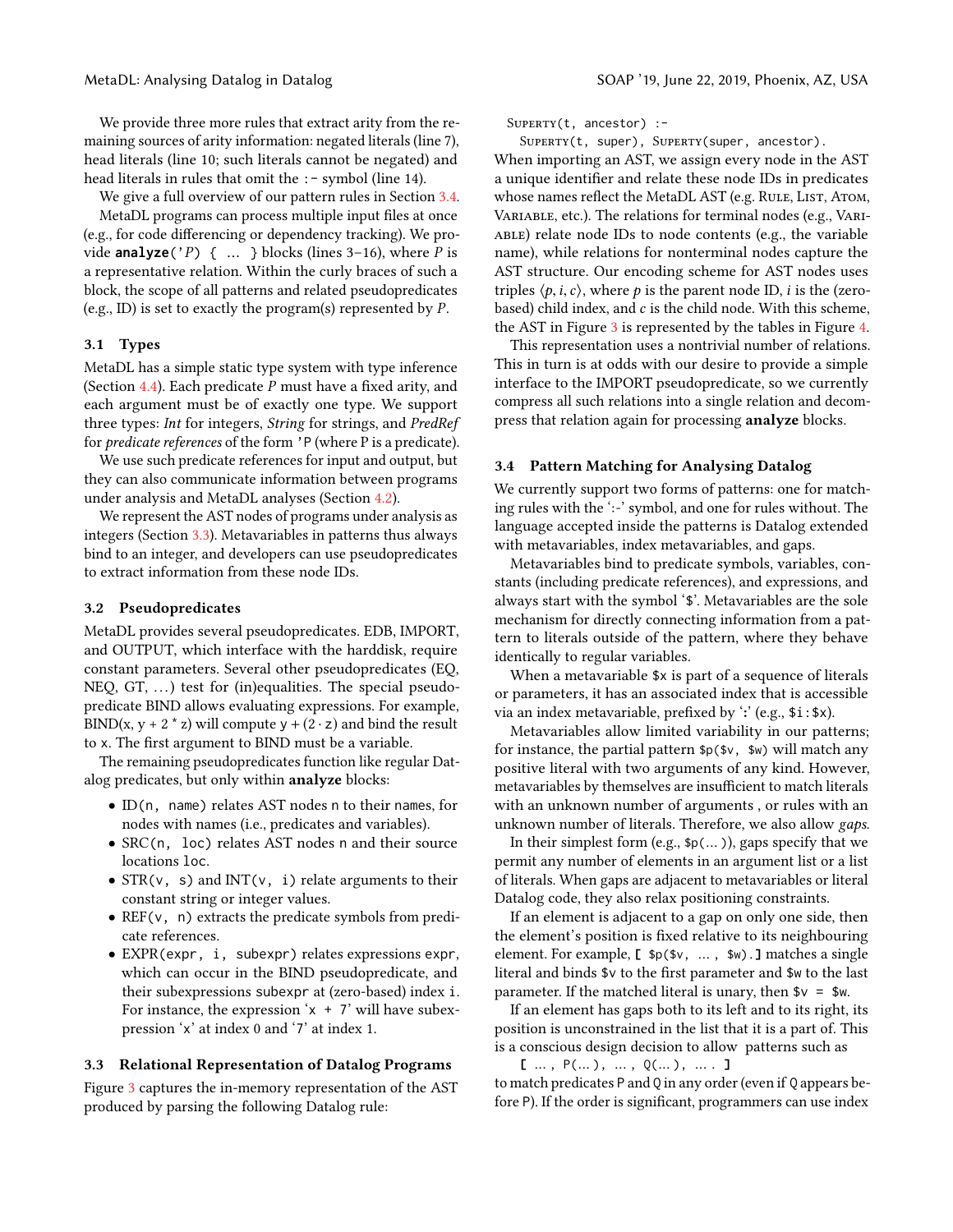We provide three more rules that extract arity from the remaining sources of arity information: negated literals (line 7), head literals (line 10; such literals cannot be negated) and head literals in rules that omit the `:-` symbol (line 14).

We give a full overview of our pattern rules in Section 3.4.

MetaDL programs can process multiple input files at once (e.g., for code differencing or dependency tracking). We provide **analyze**('$P$) { ... } blocks (lines 3–16), where $P$ is a representative relation. Within the curly braces of such a block, the scope of all patterns and related pseudopredicates (e.g., ID) is set to exactly the program(s) represented by $P$.

### 3.1 Types

MetaDL has a simple static type system with type inference (Section 4.4). Each predicate $P$ must have a fixed arity, and each argument must be of exactly one type. We support three types: *Int* for integers, *String* for strings, and *PredRef* for *predicate references* of the form 'P (where P is a predicate).

We use such predicate references for input and output, but they can also communicate information between programs under analysis and MetaDL analyses (Section 4.2).

We represent the AST nodes of programs under analysis as integers (Section 3.3). Metavariables in patterns thus always bind to an integer, and developers can use pseudopredicates to extract information from these node IDs.

### 3.2 Pseudopredicates

MetaDL provides several pseudopredicates. EDB, IMPORT, and OUTPUT, which interface with the harddisk, require constant parameters. Several other pseudopredicates (EQ, NEQ, GT, ...) test for (in)equalities. The special pseudopredicate BIND allows evaluating expressions. For example, BIND(x, y + 2 * z) will compute $y + (2 \cdot z)$ and bind the result to x. The first argument to BIND must be a variable.

The remaining pseudopredicates function like regular Datalog predicates, but only within **analyze** blocks:

- ID(n, name) relates AST nodes n to their names, for nodes with names (i.e., predicates and variables).
- SRC(n, loc) relates AST nodes n and their source locations loc.
- STR(v, s) and INT(v, i) relate arguments to their constant string or integer values.
- REF(v, n) extracts the predicate symbols from predicate references.
- EXPR(expr, i, subexpr) relates expressions expr, which can occur in the BIND pseudopredicate, and their subexpressions subexpr at (zero-based) index i. For instance, the expression 'x + 7' will have subexpression 'x' at index 0 and '7' at index 1.

### 3.3 Relational Representation of Datalog Programs

Figure 3 captures the in-memory representation of the AST produced by parsing the following Datalog rule:

```
SUPERTY(t, ancestor) :-
  SUPERTY(t, super), SUPERTY(super, ancestor).
```

When importing an AST, we assign every node in the AST a unique identifier and relate these node IDs in predicates whose names reflect the MetaDL AST (e.g. RULE, LIST, ATOM, VARIABLE, etc.). The relations for terminal nodes (e.g., VARIABLE) relate node IDs to node contents (e.g., the variable name), while relations for nonterminal nodes capture the AST structure. Our encoding scheme for AST nodes uses triples $\langle p, i, c \rangle$, where $p$ is the parent node ID, $i$ is the (zero-based) child index, and $c$ is the child node. With this scheme, the AST in Figure 3 is represented by the tables in Figure 4.

This representation uses a nontrivial number of relations. This in turn is at odds with our desire to provide a simple interface to the IMPORT pseudopredicate, so we currently compress all such relations into a single relation and decompress that relation again for processing **analyze** blocks.

### 3.4 Pattern Matching for Analysing Datalog

We currently support two forms of patterns: one for matching rules with the ':-' symbol, and one for rules without. The language accepted inside the patterns is Datalog extended with metavariables, index metavariables, and gaps.

Metavariables bind to predicate symbols, variables, constants (including predicate references), and expressions, and always start with the symbol '\$'. Metavariables are the sole mechanism for directly connecting information from a pattern to literals outside of the pattern, where they behave identically to regular variables.

When a metavariable \$x is part of a sequence of literals or parameters, it has an associated index that is accessible via an index metavariable, prefixed by ':' (e.g., \$i:\$x).

Metavariables allow limited variability in our patterns; for instance, the partial pattern \$p(\$v, \$w) will match any positive literal with two arguments of any kind. However, metavariables by themselves are insufficient to match literals with an unknown number of arguments , or rules with an unknown number of literals. Therefore, we also allow *gaps*.

In their simplest form (e.g., \$p(...)), gaps specify that we permit any number of elements in an argument list or a list of literals. When gaps are adjacent to metavariables or literal Datalog code, they also relax positioning constraints.

If an element is adjacent to a gap on only one side, then the element's position is fixed relative to its neighbouring element. For example, **[** \$p(\$v, ... , \$w). **]** matches a single literal and binds \$v to the first parameter and \$w to the last parameter. If the matched literal is unary, then \$v = \$w.

If an element has gaps both to its left and to its right, its position is unconstrained in the list that it is a part of. This is a conscious design decision to allow patterns such as

**[** ... , P(...), ... , Q(...), ... . **]**

to match predicates P and Q in any order (even if Q appears before P). If the order is significant, programmers can use index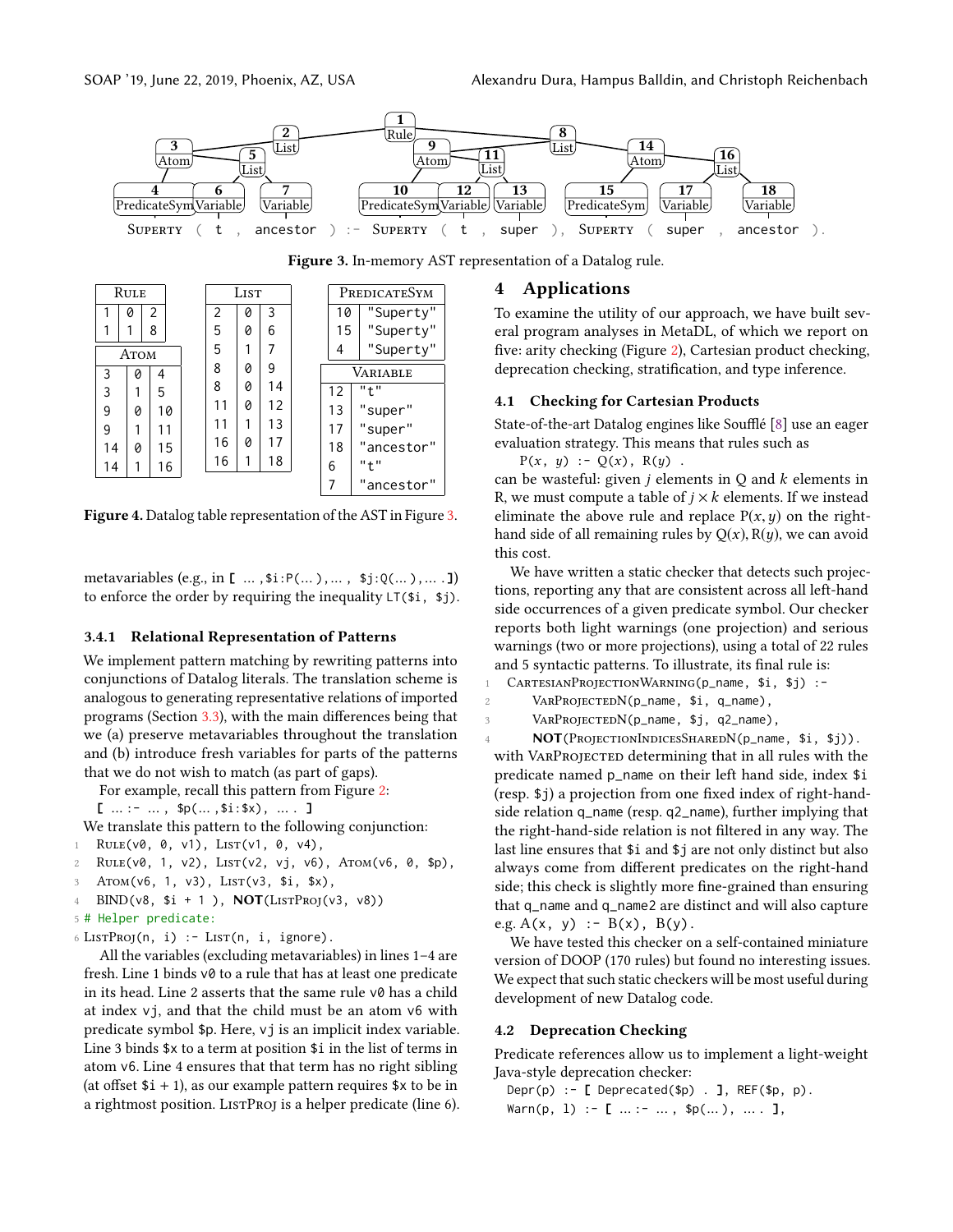Figure 3. In-memory AST representation of a Datalog rule.

| Rule | | |
|---|---|---|
| 1 | 0 | 2 |
| 1 | 1 | 8 |

| Atom | | |
|---|---|---|
| 3 | 0 | 4 |
| 3 | 1 | 5 |
| 9 | 0 | 10 |
| 9 | 1 | 11 |
| 14 | 0 | 15 |
| 14 | 1 | 16 |

| List | | |
|---|---|---|
| 2 | 0 | 3 |
| 5 | 0 | 6 |
| 5 | 1 | 7 |
| 8 | 0 | 9 |
| 8 | 0 | 14 |
| 11 | 0 | 12 |
| 11 | 1 | 13 |
| 16 | 0 | 17 |
| 16 | 1 | 18 |

| PredicateSym | |
|---|---|
| 10 | "Superty" |
| 15 | "Superty" |
| 4 | "Superty" |

| Variable | |
|---|---|
| 12 | "t" |
| 13 | "super" |
| 17 | "super" |
| 18 | "ancestor" |
| 6 | "t" |
| 7 | "ancestor" |

Figure 4. Datalog table representation of the AST in Figure 3.

metavariables (e.g., in `[ ... ,$i:P(... ), ... , $j:Q(... ), ... .]`) to enforce the order by requiring the inequality `LT($i, $j)`.

#### 3.4.1 Relational Representation of Patterns

We implement pattern matching by rewriting patterns into conjunctions of Datalog literals. The translation scheme is analogous to generating representative relations of imported programs (Section 3.3), with the main differences being that we (a) preserve metavariables throughout the translation and (b) introduce fresh variables for parts of the patterns that we do not wish to match (as part of gaps).

For example, recall this pattern from Figure 2:

```
[ ... :- ... , $p(... ,$i:$x), ... . ]
```

We translate this pattern to the following conjunction:

```
1 Rule(v0, 0, v1), List(v1, 0, v4),
2 Rule(v0, 1, v2), List(v2, vj, v6), Atom(v6, 0, $p),
3 Atom(v6, 1, v3), List(v3, $i, $x),
4 BIND(v8, $i + 1 ), NOT(ListProj(v3, v8))
5 # Helper predicate:
6 ListProj(n, i) :- List(n, i, ignore).
```

All the variables (excluding metavariables) in lines 1–4 are fresh. Line 1 binds `v0` to a rule that has at least one predicate in its head. Line 2 asserts that the same rule `v0` has a child at index `vj`, and that the child must be an atom `v6` with predicate symbol `$p`. Here, `vj` is an implicit index variable. Line 3 binds `$x` to a term at position `$i` in the list of terms in atom `v6`. Line 4 ensures that that term has no right sibling (at offset `$i` + 1), as our example pattern requires `$x` to be in a rightmost position. ListProj is a helper predicate (line 6).

## 4 Applications

To examine the utility of our approach, we have built several program analyses in MetaDL, of which we report on five: arity checking (Figure 2), Cartesian product checking, deprecation checking, stratification, and type inference.

### 4.1 Checking for Cartesian Products

State-of-the-art Datalog engines like Soufflé [8] use an eager evaluation strategy. This means that rules such as

`P(x, y) :- Q(x), R(y) .`

can be wasteful: given $j$ elements in Q and $k$ elements in R, we must compute a table of $j \times k$ elements. If we instead eliminate the above rule and replace $\mathrm{P}(x, y)$ on the right-hand side of all remaining rules by $\mathrm{Q}(x), \mathrm{R}(y)$, we can avoid this cost.

We have written a static checker that detects such projections, reporting any that are consistent across all left-hand side occurrences of a given predicate symbol. Our checker reports both light warnings (one projection) and serious warnings (two or more projections), using a total of 22 rules and 5 syntactic patterns. To illustrate, its final rule is:

```
1 CartesianProjectionWarning(p_name, $i, $j) :-
2     VarProjectedN(p_name, $i, q_name),
3     VarProjectedN(p_name, $j, q2_name),
4     NOT(ProjectionIndicesSharedN(p_name, $i, $j)).
```

with VarProjected determining that in all rules with the predicate named `p_name` on their left hand side, index `$i` (resp. `$j`) a projection from one fixed index of right-hand-side relation `q_name` (resp. `q2_name`), further implying that the right-hand-side relation is not filtered in any way. The last line ensures that `$i` and `$j` are not only distinct but also always come from different predicates on the right-hand side; this check is slightly more fine-grained than ensuring that `q_name` and `q_name2` are distinct and will also capture e.g. `A(x, y) :- B(x), B(y)`.

We have tested this checker on a self-contained miniature version of DOOP (170 rules) but found no interesting issues. We expect that such static checkers will be most useful during development of new Datalog code.

### 4.2 Deprecation Checking

Predicate references allow us to implement a light-weight Java-style deprecation checker:

```
Depr(p) :- [ Deprecated($p) . ], REF($p, p).
Warn(p, l) :- [ ... :- ... , $p(... ), ... . ],
```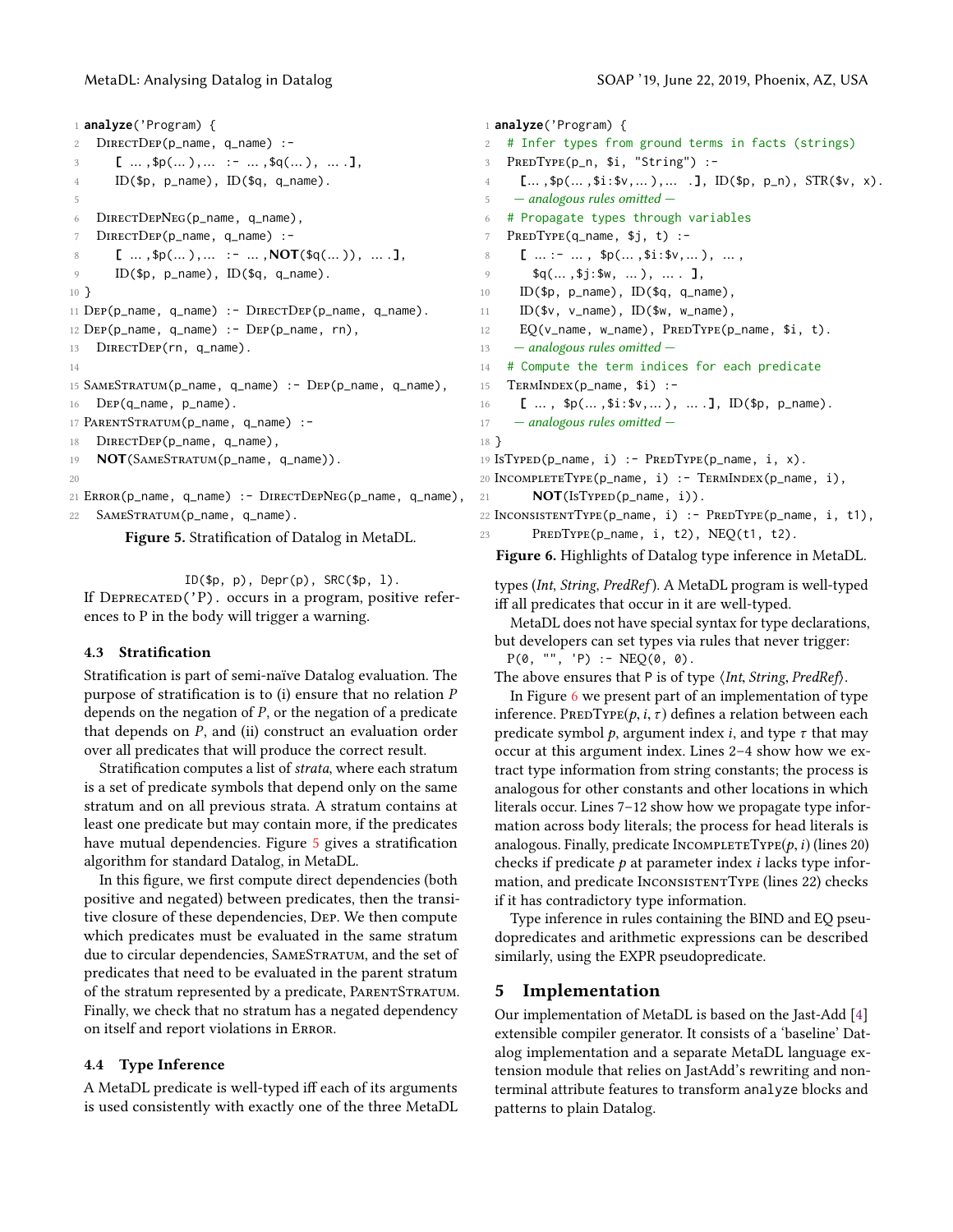```
1  analyze('Program) {
2    DirectDep(p_name, q_name) :-
3      [ ...,$p(...),... :- ...,$q(...), ... .],
4      ID($p, p_name), ID($q, q_name).
5
6    DirectDepNeg(p_name, q_name),
7    DirectDep(p_name, q_name) :-
8      [ ...,$p(...),... :- ...,NOT($q(...)), ... .],
9      ID($p, p_name), ID($q, q_name).
10 }
11 Dep(p_name, q_name) :- DirectDep(p_name, q_name).
12 Dep(p_name, q_name) :- Dep(p_name, rn),
13   DirectDep(rn, q_name).
14
15 SameStratum(p_name, q_name) :- Dep(p_name, q_name),
16   Dep(q_name, p_name).
17 ParentStratum(p_name, q_name) :-
18   DirectDep(p_name, q_name),
19   NOT(SameStratum(p_name, q_name)).
20
21 Error(p_name, q_name) :- DirectDepNeg(p_name, q_name),
22   SameStratum(p_name, q_name).
```

**Figure 5.** Stratification of Datalog in MetaDL.

```
ID($p, p), Depr(p), SRC($p, l).
```

If Deprecated('P). occurs in a program, positive references to P in the body will trigger a warning.

### 4.3 Stratification

Stratification is part of semi-naïve Datalog evaluation. The purpose of stratification is to (i) ensure that no relation $P$ depends on the negation of $P$, or the negation of a predicate that depends on $P$, and (ii) construct an evaluation order over all predicates that will produce the correct result.

Stratification computes a list of *strata*, where each stratum is a set of predicate symbols that depend only on the same stratum and on all previous strata. A stratum contains at least one predicate but may contain more, if the predicates have mutual dependencies. Figure 5 gives a stratification algorithm for standard Datalog, in MetaDL.

In this figure, we first compute direct dependencies (both positive and negated) between predicates, then the transitive closure of these dependencies, Dep. We then compute which predicates must be evaluated in the same stratum due to circular dependencies, SameStratum, and the set of predicates that need to be evaluated in the parent stratum of the stratum represented by a predicate, ParentStratum. Finally, we check that no stratum has a negated dependency on itself and report violations in Error.

### 4.4 Type Inference

A MetaDL predicate is well-typed iff each of its arguments is used consistently with exactly one of the three MetaDL types (*Int*, *String*, *PredRef*). A MetaDL program is well-typed iff all predicates that occur in it are well-typed.

MetaDL does not have special syntax for type declarations, but developers can set types via rules that never trigger:

```
P(0, "", 'P) :- NEQ(0, 0).
```

The above ensures that P is of type ⟨*Int*, *String*, *PredRef*⟩.

In Figure 6 we present part of an implementation of type inference. PredType($p$, $i$, $\tau$) defines a relation between each predicate symbol $p$, argument index $i$, and type $\tau$ that may occur at this argument index. Lines 2–4 show how we extract type information from string constants; the process is analogous for other constants and other locations in which literals occur. Lines 7–12 show how we propagate type information across body literals; the process for head literals is analogous. Finally, predicate IncompleteType($p$, $i$) (lines 20) checks if predicate $p$ at parameter index $i$ lacks type information, and predicate InconsistentType (lines 22) checks if it has contradictory type information.

Type inference in rules containing the BIND and EQ pseudopredicates and arithmetic expressions can be described similarly, using the EXPR pseudopredicate.

```
1  analyze('Program) {
2    # Infer types from ground terms in facts (strings)
3    PredType(p_n, $i, "String") :-
4      [...,$p(...,$i:$v,...),... .], ID($p, p_n), STR($v, x).
5    — analogous rules omitted —
6    # Propagate types through variables
7    PredType(q_name, $j, t) :-
8      [ ... :- ... , $p(...,$i:$v,...), ... ,
9        $q(...,$j:$w, ...), ... . ],
10     ID($p, p_name), ID($q, q_name),
11     ID($v, v_name), ID($w, w_name),
12     EQ(v_name, w_name), PredType(p_name, $i, t).
13   — analogous rules omitted —
14   # Compute the term indices for each predicate
15   TermIndex(p_name, $i) :-
16     [ ... , $p(...,$i:$v,...), ... .], ID($p, p_name).
17   — analogous rules omitted —
18 }
19 IsTyped(p_name, i) :- PredType(p_name, i, x).
20 IncompleteType(p_name, i) :- TermIndex(p_name, i),
21     NOT(IsTyped(p_name, i)).
22 InconsistentType(p_name, i) :- PredType(p_name, i, t1),
23     PredType(p_name, i, t2), NEQ(t1, t2).
```

**Figure 6.** Highlights of Datalog type inference in MetaDL.

## 5 Implementation

Our implementation of MetaDL is based on the Jast-Add [4] extensible compiler generator. It consists of a 'baseline' Datalog implementation and a separate MetaDL language extension module that relies on JastAdd's rewriting and nonterminal attribute features to transform analyze blocks and patterns to plain Datalog.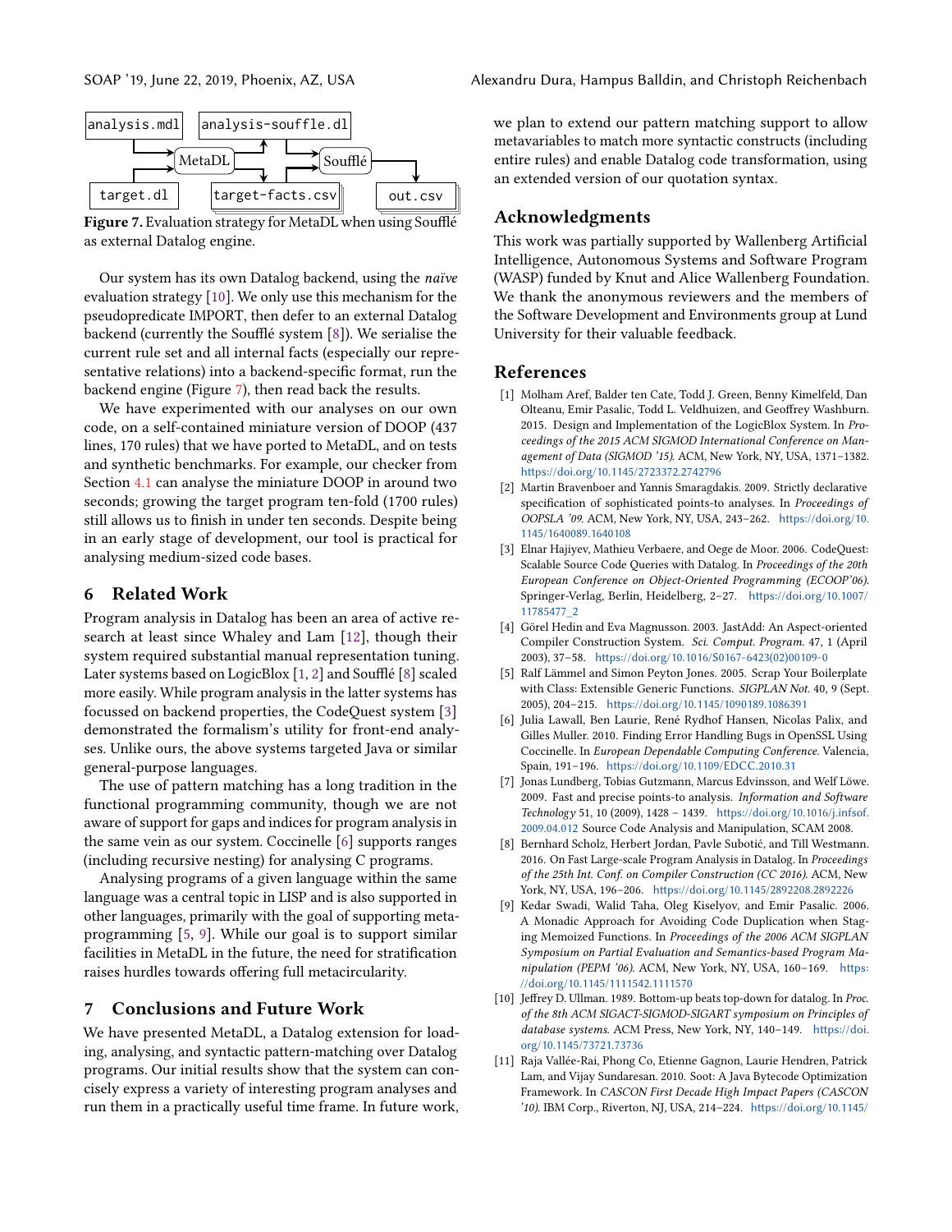Figure 7. Evaluation strategy for MetaDL when using Soufflé as external Datalog engine.

Our system has its own Datalog backend, using the *naïve* evaluation strategy [10]. We only use this mechanism for the pseudopredicate IMPORT, then defer to an external Datalog backend (currently the Soufflé system [8]). We serialise the current rule set and all internal facts (especially our representative relations) into a backend-specific format, run the backend engine (Figure 7), then read back the results.

We have experimented with our analyses on our own code, on a self-contained miniature version of DOOP (437 lines, 170 rules) that we have ported to MetaDL, and on tests and synthetic benchmarks. For example, our checker from Section 4.1 can analyse the miniature DOOP in around two seconds; growing the target program ten-fold (1700 rules) still allows us to finish in under ten seconds. Despite being in an early stage of development, our tool is practical for analysing medium-sized code bases.

## 6 Related Work

Program analysis in Datalog has been an area of active research at least since Whaley and Lam [12], though their system required substantial manual representation tuning. Later systems based on LogicBlox [1, 2] and Soufflé [8] scaled more easily. While program analysis in the latter systems has focussed on backend properties, the CodeQuest system [3] demonstrated the formalism's utility for front-end analyses. Unlike ours, the above systems targeted Java or similar general-purpose languages.

The use of pattern matching has a long tradition in the functional programming community, though we are not aware of support for gaps and indices for program analysis in the same vein as our system. Coccinelle [6] supports ranges (including recursive nesting) for analysing C programs.

Analysing programs of a given language within the same language was a central topic in LISP and is also supported in other languages, primarily with the goal of supporting metaprogramming [5, 9]. While our goal is to support similar facilities in MetaDL in the future, the need for stratification raises hurdles towards offering full metacircularity.

## 7 Conclusions and Future Work

We have presented MetaDL, a Datalog extension for loading, analysing, and syntactic pattern-matching over Datalog programs. Our initial results show that the system can concisely express a variety of interesting program analyses and run them in a practically useful time frame. In future work, we plan to extend our pattern matching support to allow metavariables to match more syntactic constructs (including entire rules) and enable Datalog code transformation, using an extended version of our quotation syntax.

## Acknowledgments

This work was partially supported by Wallenberg Artificial Intelligence, Autonomous Systems and Software Program (WASP) funded by Knut and Alice Wallenberg Foundation. We thank the anonymous reviewers and the members of the Software Development and Environments group at Lund University for their valuable feedback.

## References

[1] Molham Aref, Balder ten Cate, Todd J. Green, Benny Kimelfeld, Dan Olteanu, Emir Pasalic, Todd L. Veldhuizen, and Geoffrey Washburn. 2015. Design and Implementation of the LogicBlox System. In *Proceedings of the 2015 ACM SIGMOD International Conference on Management of Data (SIGMOD '15)*. ACM, New York, NY, USA, 1371–1382. https://doi.org/10.1145/2723372.2742796

[2] Martin Bravenboer and Yannis Smaragdakis. 2009. Strictly declarative specification of sophisticated points-to analyses. In *Proceedings of OOPSLA '09*. ACM, New York, NY, USA, 243–262. https://doi.org/10.1145/1640089.1640108

[3] Elnar Hajiyev, Mathieu Verbaere, and Oege de Moor. 2006. CodeQuest: Scalable Source Code Queries with Datalog. In *Proceedings of the 20th European Conference on Object-Oriented Programming (ECOOP'06)*. Springer-Verlag, Berlin, Heidelberg, 2–27. https://doi.org/10.1007/11785477_2

[4] Görel Hedin and Eva Magnusson. 2003. JastAdd: An Aspect-oriented Compiler Construction System. *Sci. Comput. Program.* 47, 1 (April 2003), 37–58. https://doi.org/10.1016/S0167-6423(02)00109-0

[5] Ralf Lämmel and Simon Peyton Jones. 2005. Scrap Your Boilerplate with Class: Extensible Generic Functions. *SIGPLAN Not.* 40, 9 (Sept. 2005), 204–215. https://doi.org/10.1145/1090189.1086391

[6] Julia Lawall, Ben Laurie, René Rydhof Hansen, Nicolas Palix, and Gilles Muller. 2010. Finding Error Handling Bugs in OpenSSL Using Coccinelle. In *European Dependable Computing Conference*. Valencia, Spain, 191–196. https://doi.org/10.1109/EDCC.2010.31

[7] Jonas Lundberg, Tobias Gutzmann, Marcus Edvinsson, and Welf Löwe. 2009. Fast and precise points-to analysis. *Information and Software Technology* 51, 10 (2009), 1428 – 1439. https://doi.org/10.1016/j.infsof.2009.04.012 Source Code Analysis and Manipulation, SCAM 2008.

[8] Bernhard Scholz, Herbert Jordan, Pavle Subotić, and Till Westmann. 2016. On Fast Large-scale Program Analysis in Datalog. In *Proceedings of the 25th Int. Conf. on Compiler Construction (CC 2016)*. ACM, New York, NY, USA, 196–206. https://doi.org/10.1145/2892208.2892226

[9] Kedar Swadi, Walid Taha, Oleg Kiselyov, and Emir Pasalic. 2006. A Monadic Approach for Avoiding Code Duplication when Staging Memoized Functions. In *Proceedings of the 2006 ACM SIGPLAN Symposium on Partial Evaluation and Semantics-based Program Manipulation (PEPM '06)*. ACM, New York, NY, USA, 160–169. https://doi.org/10.1145/1111542.1111570

[10] Jeffrey D. Ullman. 1989. Bottom-up beats top-down for datalog. In *Proc. of the 8th ACM SIGACT-SIGMOD-SIGART symposium on Principles of database systems*. ACM Press, New York, NY, 140–149. https://doi.org/10.1145/73721.73736

[11] Raja Vallée-Rai, Phong Co, Etienne Gagnon, Laurie Hendren, Patrick Lam, and Vijay Sundaresan. 2010. Soot: A Java Bytecode Optimization Framework. In *CASCON First Decade High Impact Papers (CASCON '10)*. IBM Corp., Riverton, NJ, USA, 214–224. https://doi.org/10.1145/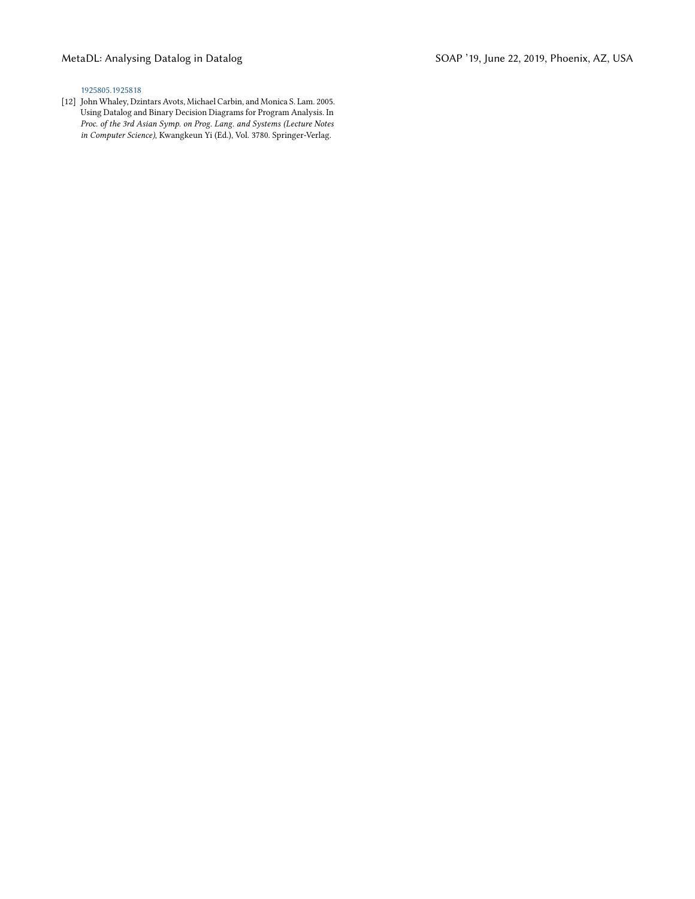1925805.1925818

[12] John Whaley, Dzintars Avots, Michael Carbin, and Monica S. Lam. 2005. Using Datalog and Binary Decision Diagrams for Program Analysis. In *Proc. of the 3rd Asian Symp. on Prog. Lang. and Systems (Lecture Notes in Computer Science)*, Kwangkeun Yi (Ed.), Vol. 3780. Springer-Verlag.